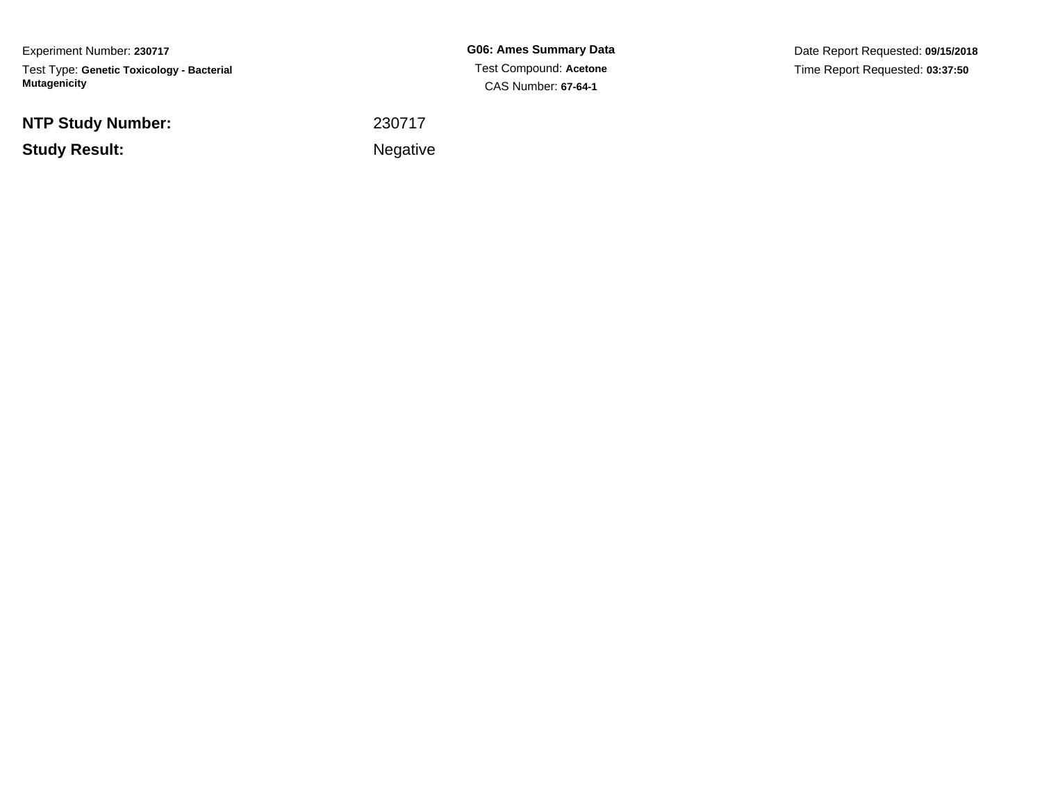Experiment Number: **230717**

Test Type: **Genetic Toxicology - Bacterial Mutagenicity**

**G06: Ames Summary Data**

Test Compound: **Acetone**

CAS Number: **67-64-1**

Date Report Requested: **09/15/2018**

Time Report Requested: **03:37:50**

**NTP Study Number:** 230717

**Study Result:** Negative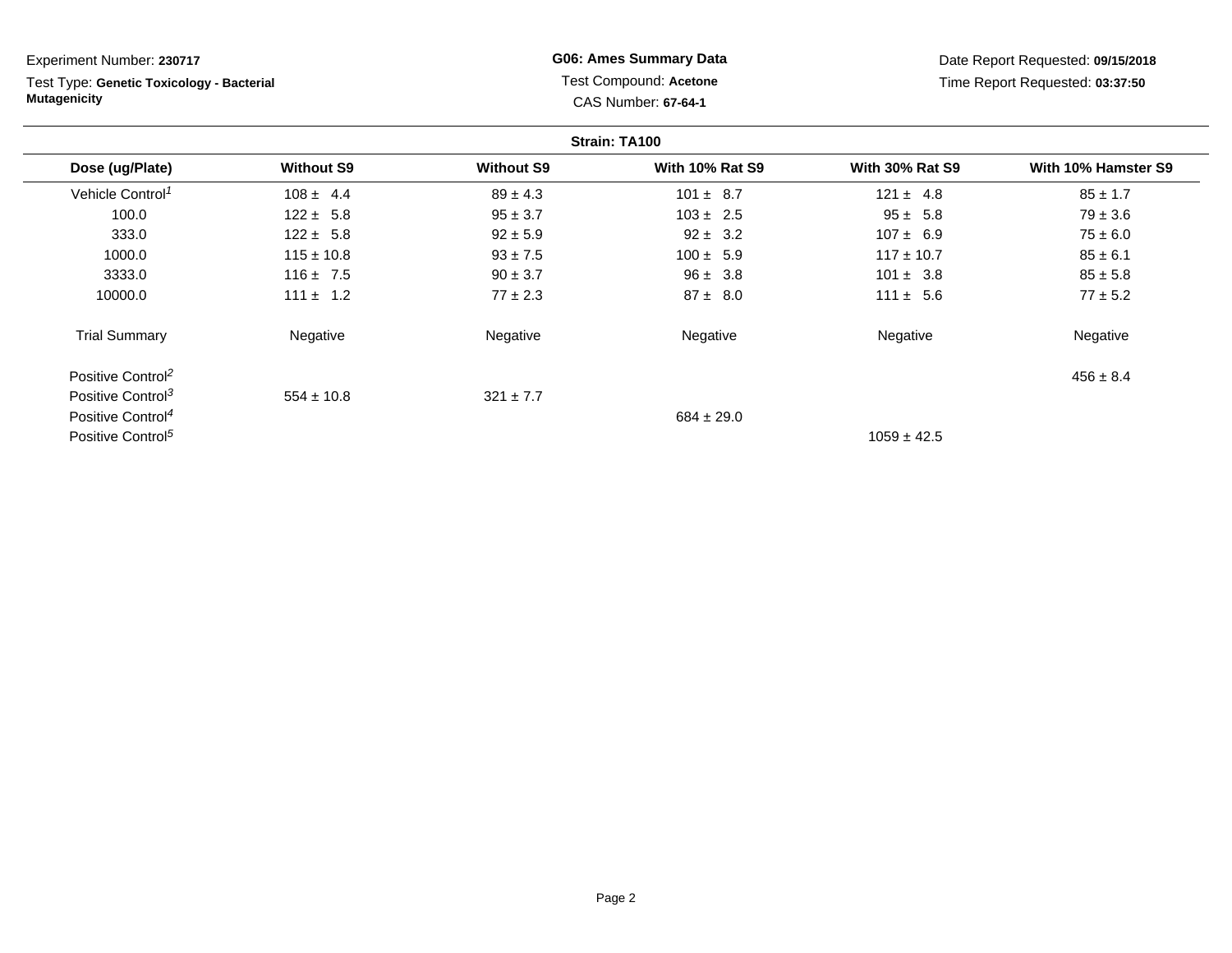Experiment Number: **230717**

Test Type: **Genetic Toxicology - Bacterial Mutagenicity**

**G06: Ames Summary Data**

Test Compound: **Acetone**

CAS Number: **67-64-1**

Date Report Requested: **09/15/2018**

Time Report Requested: **03:37:50**

**Strain: TA100**

| Dose (ug/Plate) | Without S9 | Without S9 | With 10% Rat S9 | With 30% Rat S9 | With 10% Hamster S9 |
|---|---|---|---|---|---|
| Vehicle Control[1] | 108 ± 4.4 | 89 ± 4.3 | 101 ± 8.7 | 121 ± 4.8 | 85 ± 1.7 |
| 100.0 | 122 ± 5.8 | 95 ± 3.7 | 103 ± 2.5 | 95 ± 5.8 | 79 ± 3.6 |
| 333.0 | 122 ± 5.8 | 92 ± 5.9 | 92 ± 3.2 | 107 ± 6.9 | 75 ± 6.0 |
| 1000.0 | 115 ± 10.8 | 93 ± 7.5 | 100 ± 5.9 | 117 ± 10.7 | 85 ± 6.1 |
| 3333.0 | 116 ± 7.5 | 90 ± 3.7 | 96 ± 3.8 | 101 ± 3.8 | 85 ± 5.8 |
| 10000.0 | 111 ± 1.2 | 77 ± 2.3 | 87 ± 8.0 | 111 ± 5.6 | 77 ± 5.2 |
| Trial Summary | Negative | Negative | Negative | Negative | Negative |
| Positive Control[2] | | | | | 456 ± 8.4 |
| Positive Control[3] | 554 ± 10.8 | 321 ± 7.7 | | | |
| Positive Control[4] | | | 684 ± 29.0 | | |
| Positive Control[5] | | | | 1059 ± 42.5 | |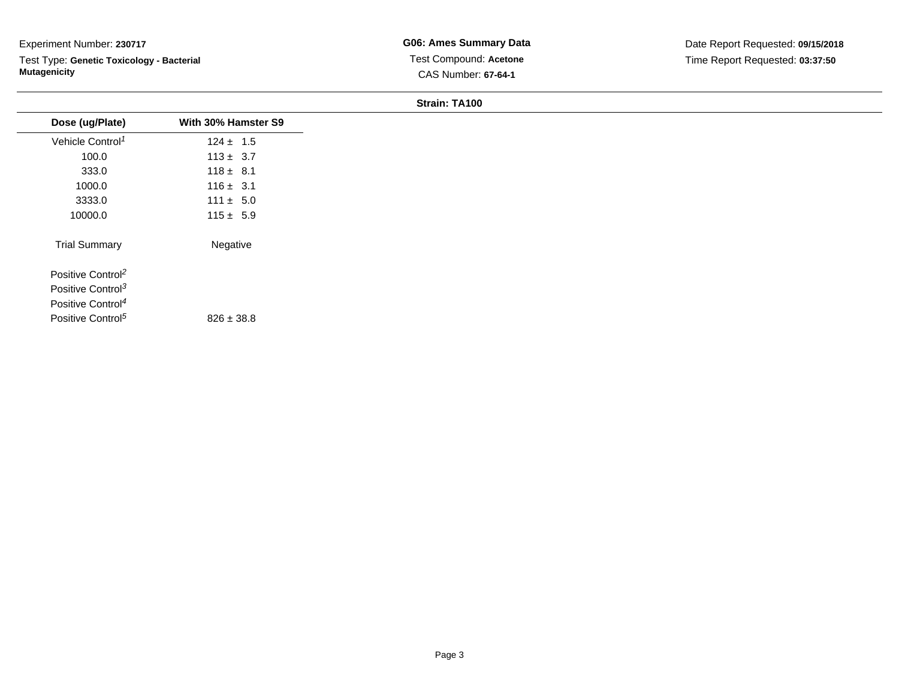Experiment Number: **230717**

Test Type: **Genetic Toxicology - Bacterial Mutagenicity**

**G06: Ames Summary Data**

Test Compound: **Acetone**

CAS Number: **67-64-1**

Date Report Requested: **09/15/2018**

Time Report Requested: **03:37:50**

**Strain: TA100**

| Dose (ug/Plate) | With 30% Hamster S9 |
|---|---|
| Vehicle Control[1] | 124 ± 1.5 |
| 100.0 | 113 ± 3.7 |
| 333.0 | 118 ± 8.1 |
| 1000.0 | 116 ± 3.1 |
| 3333.0 | 111 ± 5.0 |
| 10000.0 | 115 ± 5.9 |
| Trial Summary | Negative |
| Positive Control[2] | |
| Positive Control[3] | |
| Positive Control[4] | |
| Positive Control[5] | 826 ± 38.8 |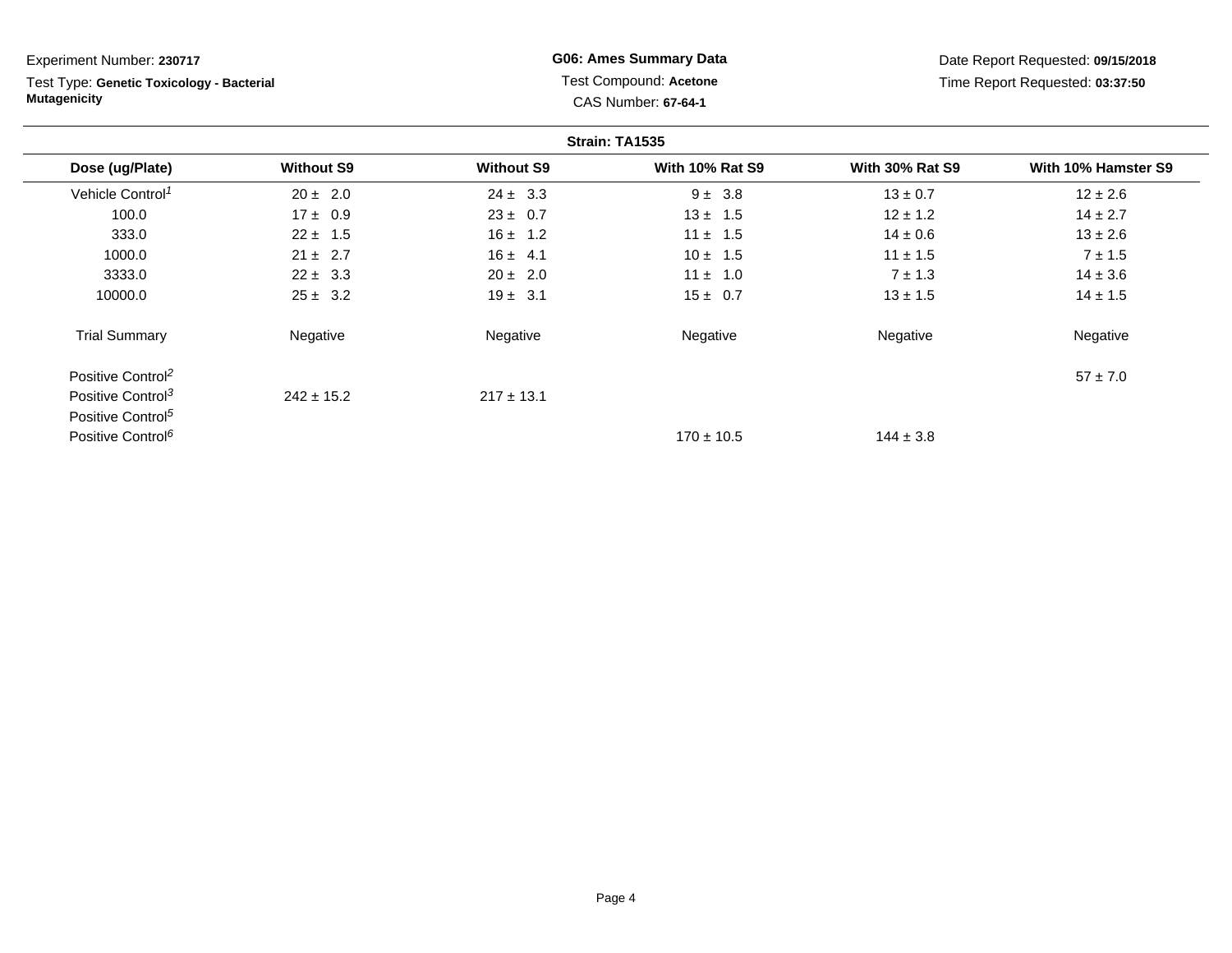Experiment Number: **230717**

Test Type: **Genetic Toxicology - Bacterial Mutagenicity**

**G06: Ames Summary Data**

Test Compound: **Acetone**

CAS Number: **67-64-1**

Date Report Requested: **09/15/2018**

Time Report Requested: **03:37:50**

**Strain: TA1535**

| Dose (ug/Plate) | Without S9 | Without S9 | With 10% Rat S9 | With 30% Rat S9 | With 10% Hamster S9 |
|---|---|---|---|---|---|
| Vehicle Control[1] | 20 ± 2.0 | 24 ± 3.3 | 9 ± 3.8 | 13 ± 0.7 | 12 ± 2.6 |
| 100.0 | 17 ± 0.9 | 23 ± 0.7 | 13 ± 1.5 | 12 ± 1.2 | 14 ± 2.7 |
| 333.0 | 22 ± 1.5 | 16 ± 1.2 | 11 ± 1.5 | 14 ± 0.6 | 13 ± 2.6 |
| 1000.0 | 21 ± 2.7 | 16 ± 4.1 | 10 ± 1.5 | 11 ± 1.5 | 7 ± 1.5 |
| 3333.0 | 22 ± 3.3 | 20 ± 2.0 | 11 ± 1.0 | 7 ± 1.3 | 14 ± 3.6 |
| 10000.0 | 25 ± 3.2 | 19 ± 3.1 | 15 ± 0.7 | 13 ± 1.5 | 14 ± 1.5 |
| Trial Summary | Negative | Negative | Negative | Negative | Negative |
| Positive Control[2] | | | | | 57 ± 7.0 |
| Positive Control[3] | 242 ± 15.2 | 217 ± 13.1 | | | |
| Positive Control[5] | | | | | |
| Positive Control[6] | | | 170 ± 10.5 | 144 ± 3.8 | |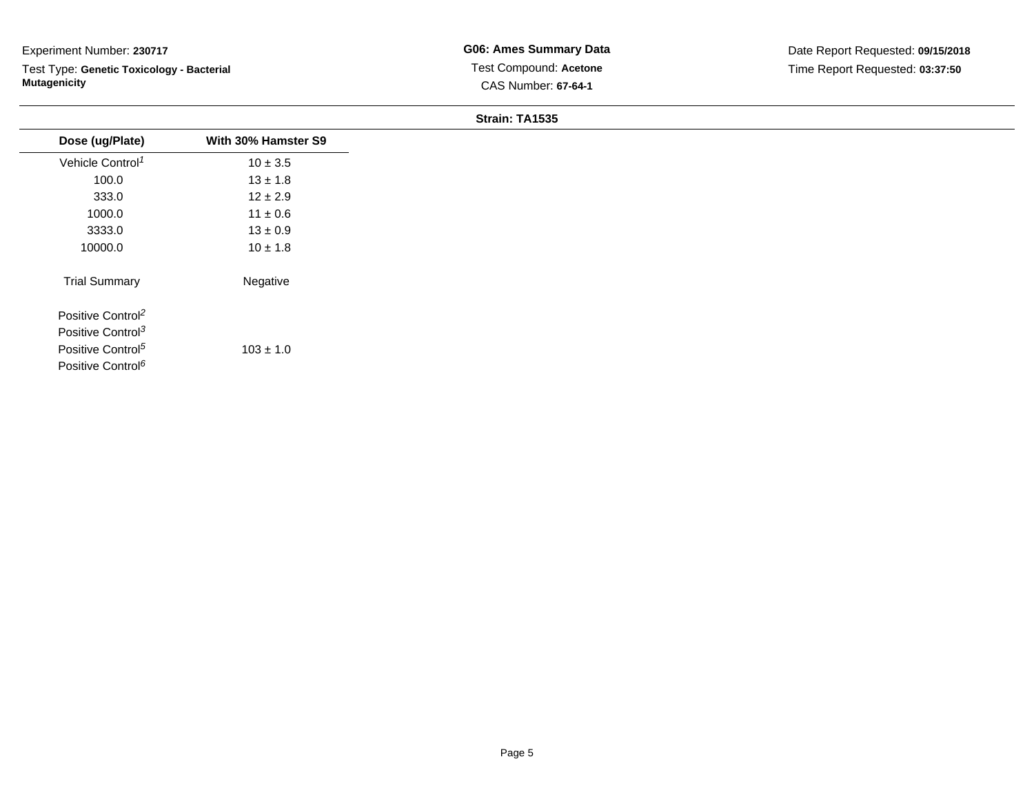Experiment Number: **230717**

Test Type: **Genetic Toxicology - Bacterial Mutagenicity**

**G06: Ames Summary Data**

Test Compound: **Acetone**

CAS Number: **67-64-1**

Date Report Requested: **09/15/2018**

Time Report Requested: **03:37:50**

**Strain: TA1535**

| Dose (ug/Plate) | With 30% Hamster S9 |
|---|---|
| Vehicle Control[1] | 10 ± 3.5 |
| 100.0 | 13 ± 1.8 |
| 333.0 | 12 ± 2.9 |
| 1000.0 | 11 ± 0.6 |
| 3333.0 | 13 ± 0.9 |
| 10000.0 | 10 ± 1.8 |
| Trial Summary | Negative |
| Positive Control[2] | |
| Positive Control[3] | |
| Positive Control[5] | 103 ± 1.0 |
| Positive Control[6] | |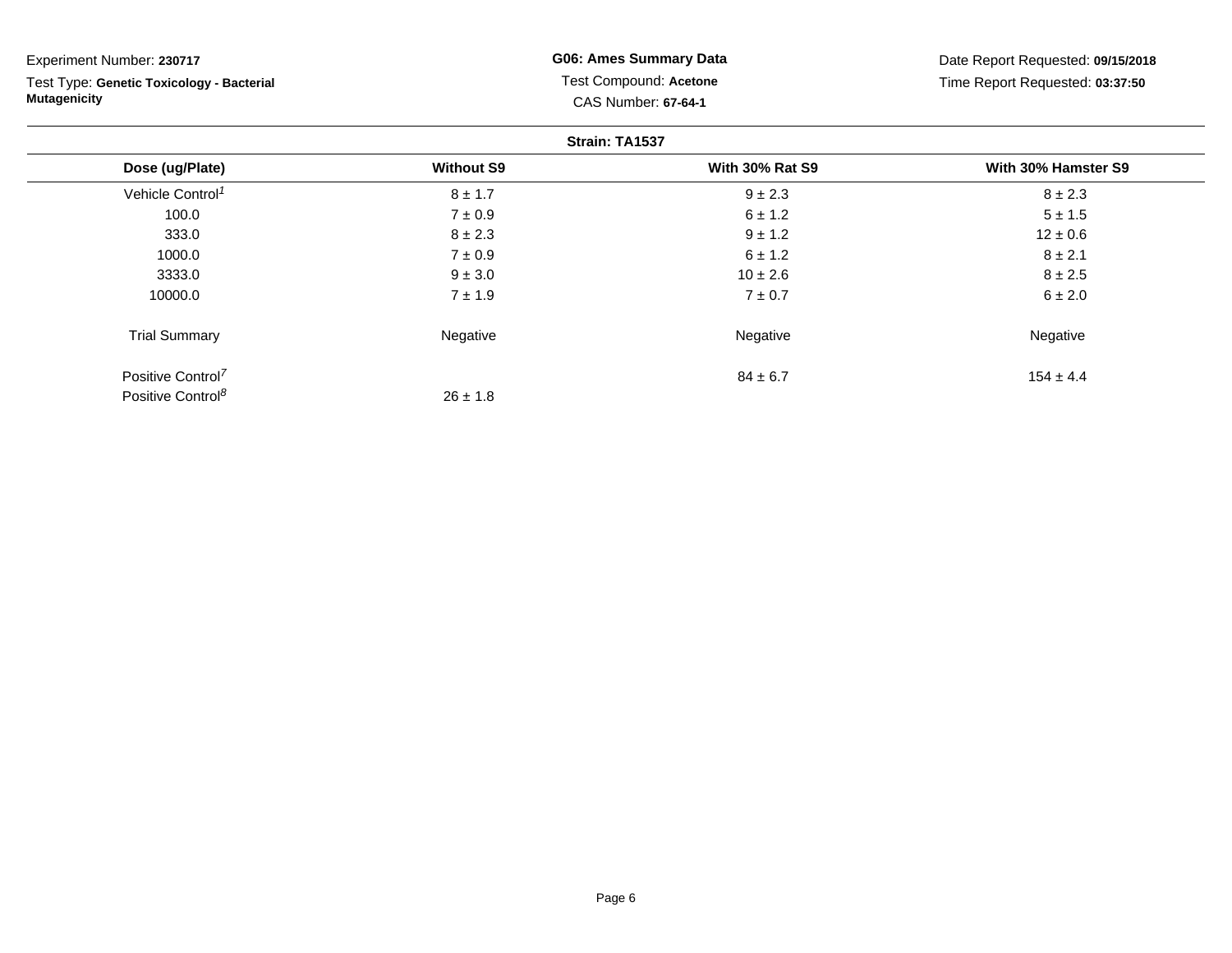Experiment Number: **230717**

Test Type: **Genetic Toxicology - Bacterial Mutagenicity**

**G06: Ames Summary Data**

Test Compound: **Acetone**

CAS Number: **67-64-1**

Date Report Requested: **09/15/2018**

Time Report Requested: **03:37:50**

**Strain: TA1537**

| Dose (ug/Plate) | Without S9 | With 30% Rat S9 | With 30% Hamster S9 |
|---|---|---|---|
| Vehicle Control[1] | 8 ± 1.7 | 9 ± 2.3 | 8 ± 2.3 |
| 100.0 | 7 ± 0.9 | 6 ± 1.2 | 5 ± 1.5 |
| 333.0 | 8 ± 2.3 | 9 ± 1.2 | 12 ± 0.6 |
| 1000.0 | 7 ± 0.9 | 6 ± 1.2 | 8 ± 2.1 |
| 3333.0 | 9 ± 3.0 | 10 ± 2.6 | 8 ± 2.5 |
| 10000.0 | 7 ± 1.9 | 7 ± 0.7 | 6 ± 2.0 |
| Trial Summary | Negative | Negative | Negative |
| Positive Control[7] | | 84 ± 6.7 | 154 ± 4.4 |
| Positive Control[8] | 26 ± 1.8 | | |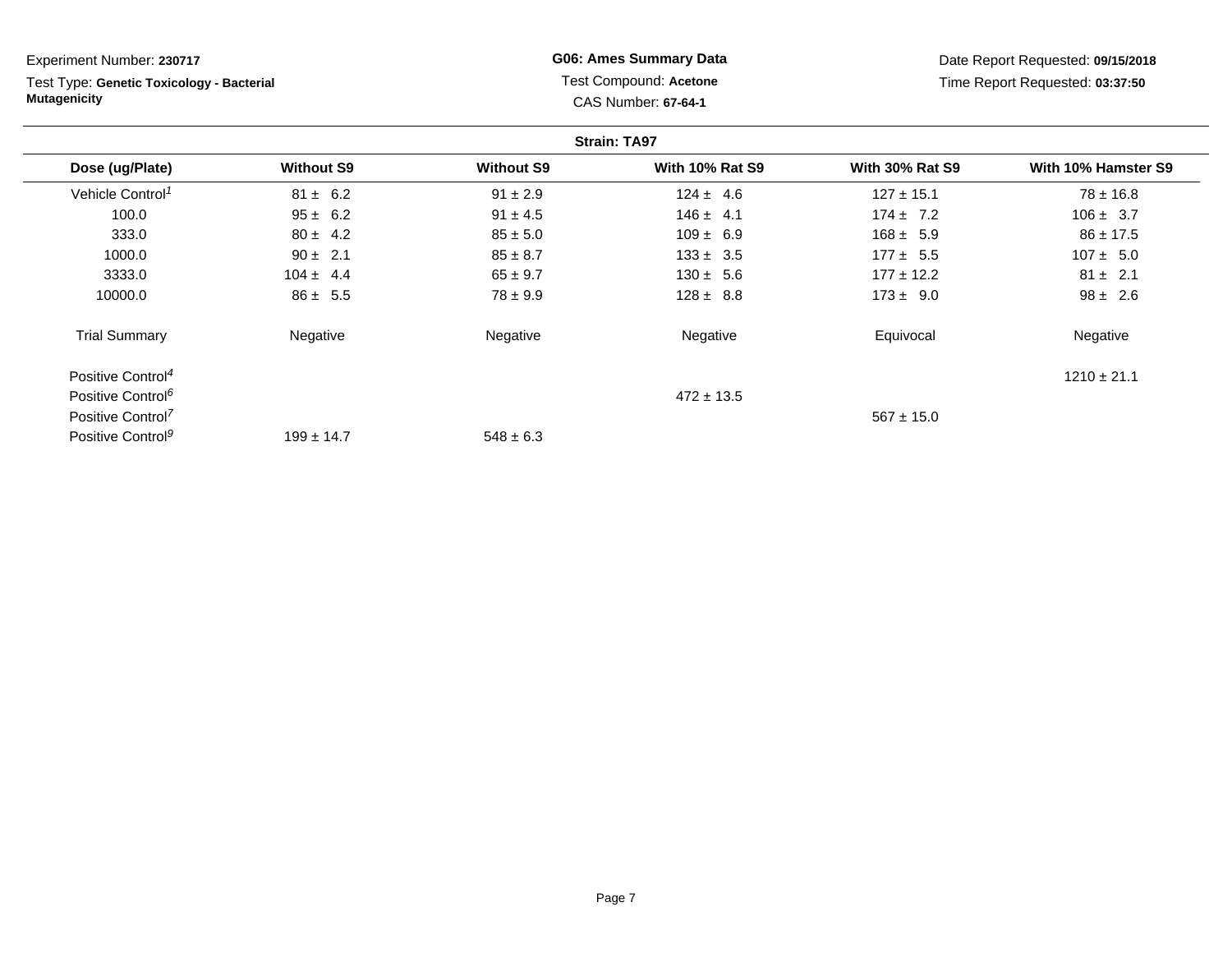Experiment Number: **230717**

Test Type: **Genetic Toxicology - Bacterial Mutagenicity**

**G06: Ames Summary Data**

Test Compound: **Acetone**

CAS Number: **67-64-1**

Date Report Requested: **09/15/2018**

Time Report Requested: **03:37:50**

**Strain: TA97**

| Dose (ug/Plate) | Without S9 | Without S9 | With 10% Rat S9 | With 30% Rat S9 | With 10% Hamster S9 |
|---|---|---|---|---|---|
| Vehicle Control[1] | 81 ± 6.2 | 91 ± 2.9 | 124 ± 4.6 | 127 ± 15.1 | 78 ± 16.8 |
| 100.0 | 95 ± 6.2 | 91 ± 4.5 | 146 ± 4.1 | 174 ± 7.2 | 106 ± 3.7 |
| 333.0 | 80 ± 4.2 | 85 ± 5.0 | 109 ± 6.9 | 168 ± 5.9 | 86 ± 17.5 |
| 1000.0 | 90 ± 2.1 | 85 ± 8.7 | 133 ± 3.5 | 177 ± 5.5 | 107 ± 5.0 |
| 3333.0 | 104 ± 4.4 | 65 ± 9.7 | 130 ± 5.6 | 177 ± 12.2 | 81 ± 2.1 |
| 10000.0 | 86 ± 5.5 | 78 ± 9.9 | 128 ± 8.8 | 173 ± 9.0 | 98 ± 2.6 |
| Trial Summary | Negative | Negative | Negative | Equivocal | Negative |
| Positive Control[4] | | | | | 1210 ± 21.1 |
| Positive Control[6] | | | 472 ± 13.5 | | |
| Positive Control[7] | | | | 567 ± 15.0 | |
| Positive Control[9] | 199 ± 14.7 | 548 ± 6.3 | | | |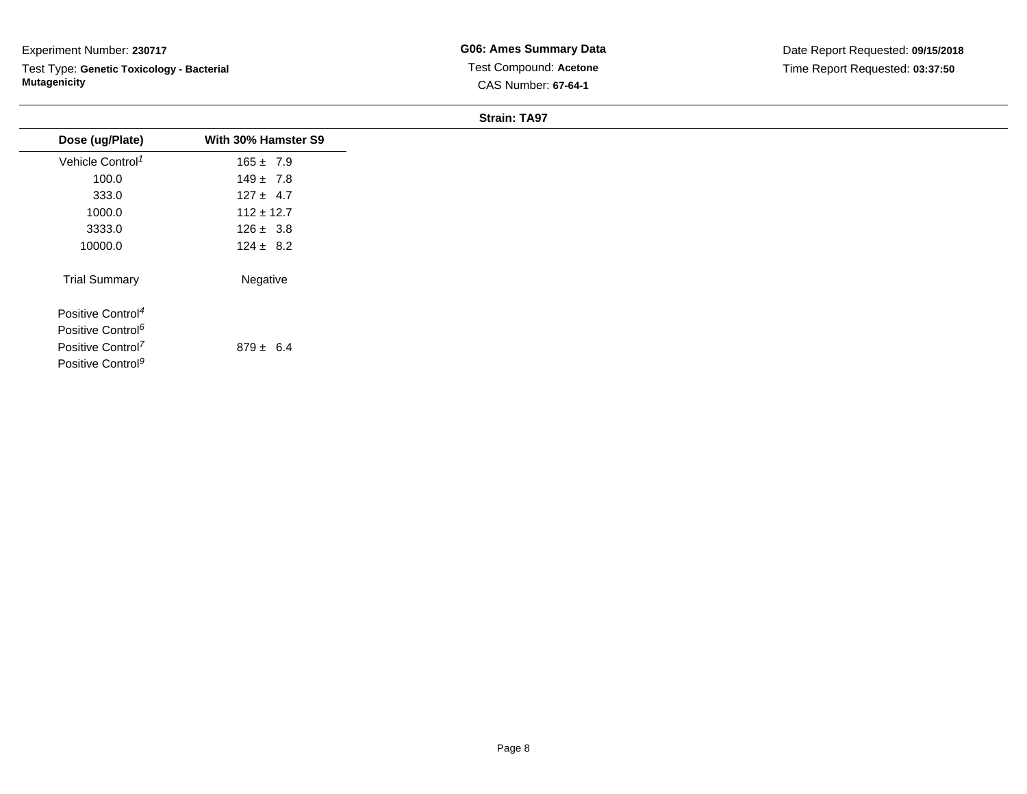Experiment Number: **230717**

Test Type: **Genetic Toxicology - Bacterial Mutagenicity**

**G06: Ames Summary Data**

Test Compound: **Acetone**

CAS Number: **67-64-1**

Date Report Requested: **09/15/2018**

Time Report Requested: **03:37:50**

**Strain: TA97**

| Dose (ug/Plate) | With 30% Hamster S9 |
|---|---|
| Vehicle Control[1] | 165 ± 7.9 |
| 100.0 | 149 ± 7.8 |
| 333.0 | 127 ± 4.7 |
| 1000.0 | 112 ± 12.7 |
| 3333.0 | 126 ± 3.8 |
| 10000.0 | 124 ± 8.2 |
| Trial Summary | Negative |
| Positive Control[4] | |
| Positive Control[6] | |
| Positive Control[7] | 879 ± 6.4 |
| Positive Control[9] | |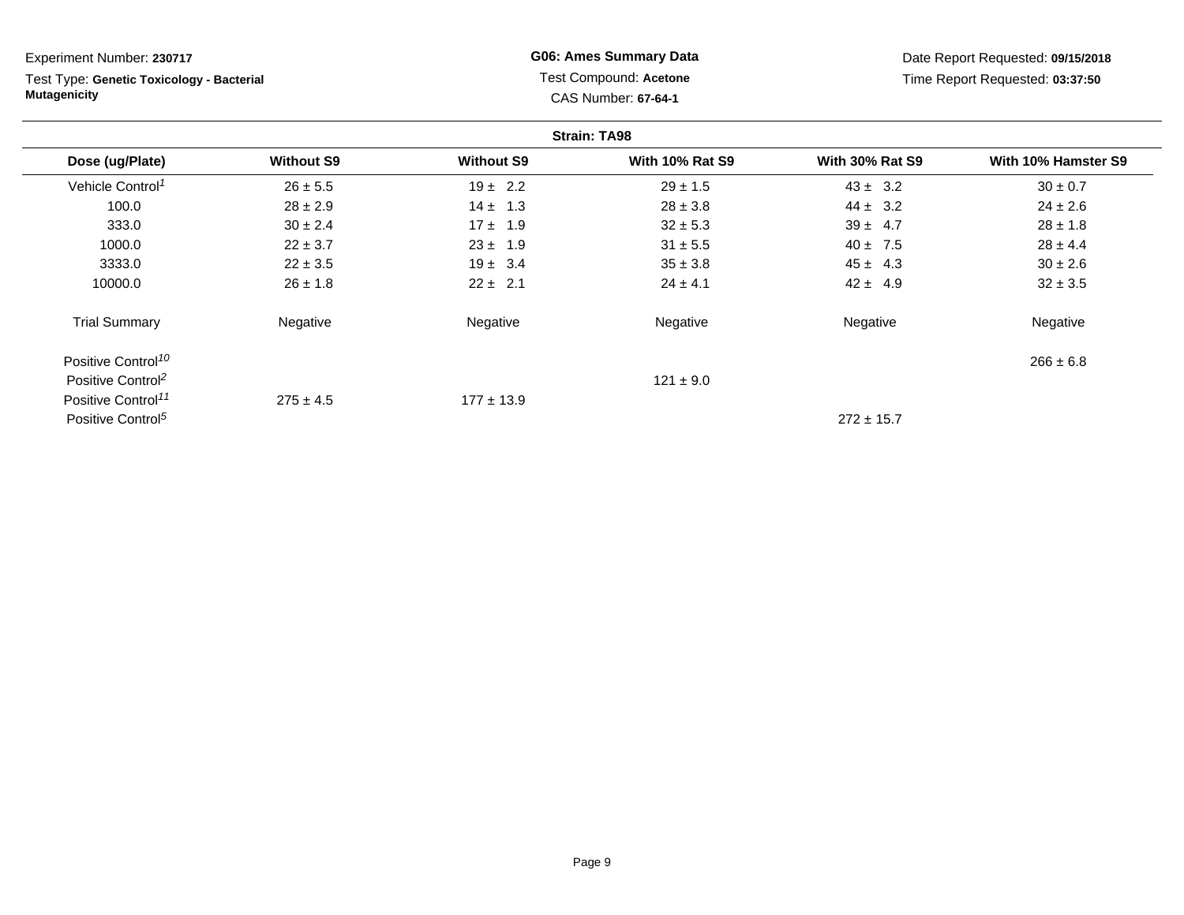Experiment Number: **230717**

Test Type: **Genetic Toxicology - Bacterial Mutagenicity**

**G06: Ames Summary Data**

Test Compound: **Acetone**

CAS Number: **67-64-1**

Date Report Requested: **09/15/2018**

Time Report Requested: **03:37:50**

**Strain: TA98**

| Dose (ug/Plate) | Without S9 | Without S9 | With 10% Rat S9 | With 30% Rat S9 | With 10% Hamster S9 |
|---|---|---|---|---|---|
| Vehicle Control[1] | 26 ± 5.5 | 19 ± 2.2 | 29 ± 1.5 | 43 ± 3.2 | 30 ± 0.7 |
| 100.0 | 28 ± 2.9 | 14 ± 1.3 | 28 ± 3.8 | 44 ± 3.2 | 24 ± 2.6 |
| 333.0 | 30 ± 2.4 | 17 ± 1.9 | 32 ± 5.3 | 39 ± 4.7 | 28 ± 1.8 |
| 1000.0 | 22 ± 3.7 | 23 ± 1.9 | 31 ± 5.5 | 40 ± 7.5 | 28 ± 4.4 |
| 3333.0 | 22 ± 3.5 | 19 ± 3.4 | 35 ± 3.8 | 45 ± 4.3 | 30 ± 2.6 |
| 10000.0 | 26 ± 1.8 | 22 ± 2.1 | 24 ± 4.1 | 42 ± 4.9 | 32 ± 3.5 |
| Trial Summary | Negative | Negative | Negative | Negative | Negative |
| Positive Control[10] | | | | | 266 ± 6.8 |
| Positive Control[2] | | | 121 ± 9.0 | | |
| Positive Control[11] | 275 ± 4.5 | 177 ± 13.9 | | | |
| Positive Control[5] | | | | 272 ± 15.7 | |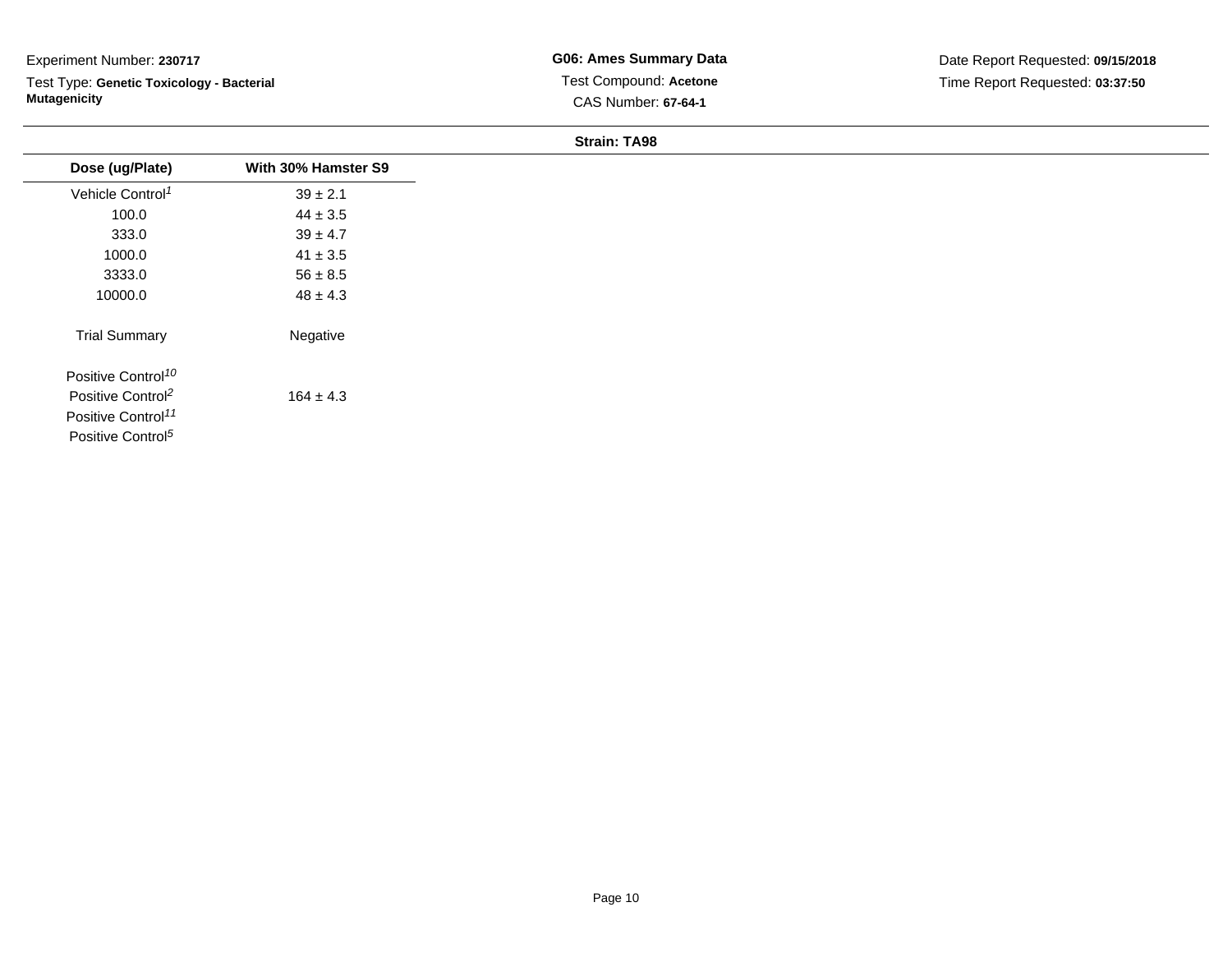Experiment Number: **230717**

Test Type: **Genetic Toxicology - Bacterial Mutagenicity**

**G06: Ames Summary Data**

Test Compound: **Acetone**

CAS Number: **67-64-1**

Date Report Requested: **09/15/2018**

Time Report Requested: **03:37:50**

**Strain: TA98**

| Dose (ug/Plate) | With 30% Hamster S9 |
|---|---|
| Vehicle Control[1] | 39 ± 2.1 |
| 100.0 | 44 ± 3.5 |
| 333.0 | 39 ± 4.7 |
| 1000.0 | 41 ± 3.5 |
| 3333.0 | 56 ± 8.5 |
| 10000.0 | 48 ± 4.3 |
| Trial Summary | Negative |
| Positive Control[10] | |
| Positive Control[2] | 164 ± 4.3 |
| Positive Control[11] | |
| Positive Control[5] | |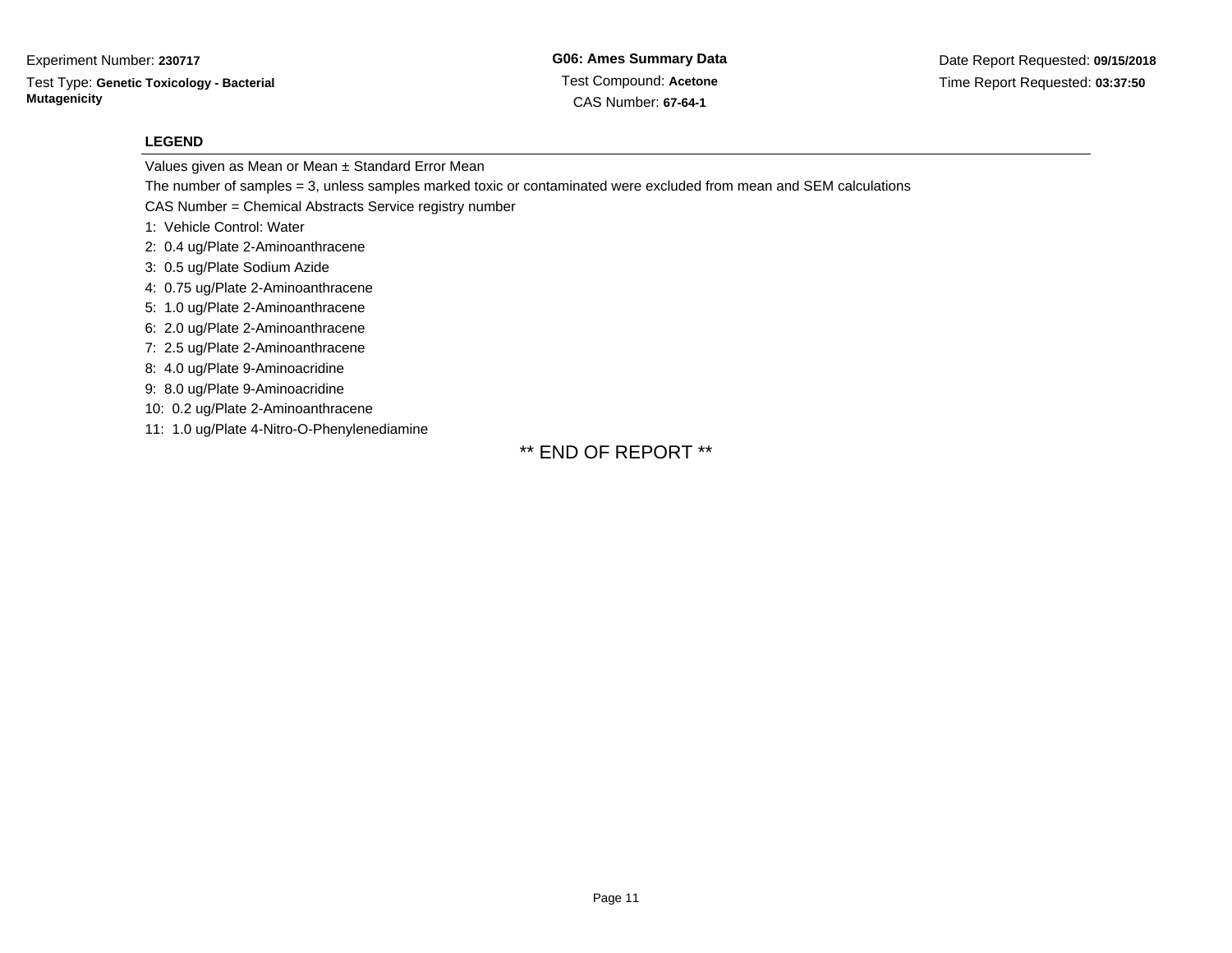Experiment Number: **230717**

Test Type: **Genetic Toxicology - Bacterial Mutagenicity**

**G06: Ames Summary Data**

Test Compound: **Acetone**

CAS Number: **67-64-1**

Date Report Requested: **09/15/2018**

Time Report Requested: **03:37:50**

### LEGEND

Values given as Mean or Mean ± Standard Error Mean

The number of samples = 3, unless samples marked toxic or contaminated were excluded from mean and SEM calculations

CAS Number = Chemical Abstracts Service registry number

1: Vehicle Control: Water

2: 0.4 ug/Plate 2-Aminoanthracene

3: 0.5 ug/Plate Sodium Azide

4: 0.75 ug/Plate 2-Aminoanthracene

5: 1.0 ug/Plate 2-Aminoanthracene

6: 2.0 ug/Plate 2-Aminoanthracene

7: 2.5 ug/Plate 2-Aminoanthracene

8: 4.0 ug/Plate 9-Aminoacridine

9: 8.0 ug/Plate 9-Aminoacridine

10: 0.2 ug/Plate 2-Aminoanthracene

11: 1.0 ug/Plate 4-Nitro-O-Phenylenediamine

** END OF REPORT **